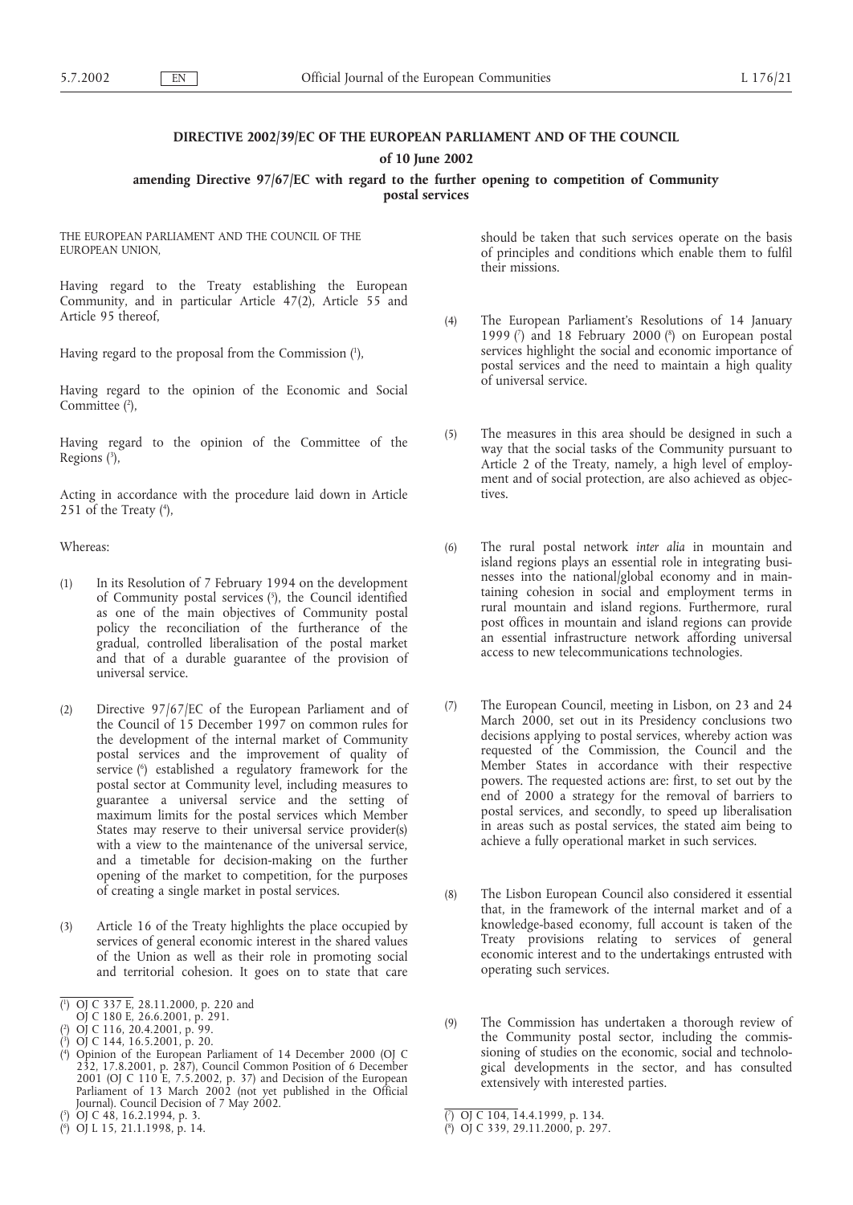# DIRECTIVE 2002/39/EC OF THE EUROPEAN PARLIAMENT AND OF THE COUNCIL

## of 10 June 2002

## amending Directive 97/67/EC with regard to the further opening to competition of Community postal services

THE EUROPEAN PARLIAMENT AND THE COUNCIL OF THE EUROPEAN UNION,

Having regard to the Treaty establishing the European Community, and in particular Article 47(2), Article 55 and Article 95 thereof,

Having regard to the proposal from the Commission [1],

Having regard to the opinion of the Economic and Social Committee [2],

Having regard to the opinion of the Committee of the Regions [3],

Acting in accordance with the procedure laid down in Article 251 of the Treaty [4],

Whereas:

(1) In its Resolution of 7 February 1994 on the development of Community postal services [5], the Council identified as one of the main objectives of Community postal policy the reconciliation of the furtherance of the gradual, controlled liberalisation of the postal market and that of a durable guarantee of the provision of universal service.

(2) Directive 97/67/EC of the European Parliament and of the Council of 15 December 1997 on common rules for the development of the internal market of Community postal services and the improvement of quality of service [6] established a regulatory framework for the postal sector at Community level, including measures to guarantee a universal service and the setting of maximum limits for the postal services which Member States may reserve to their universal service provider(s) with a view to the maintenance of the universal service, and a timetable for decision-making on the further opening of the market to competition, for the purposes of creating a single market in postal services.

(3) Article 16 of the Treaty highlights the place occupied by services of general economic interest in the shared values of the Union as well as their role in promoting social and territorial cohesion. It goes on to state that care should be taken that such services operate on the basis of principles and conditions which enable them to fulfil their missions.

(4) The European Parliament's Resolutions of 14 January 1999 [7] and 18 February 2000 [8] on European postal services highlight the social and economic importance of postal services and the need to maintain a high quality of universal service.

(5) The measures in this area should be designed in such a way that the social tasks of the Community pursuant to Article 2 of the Treaty, namely, a high level of employment and of social protection, are also achieved as objectives.

(6) The rural postal network *inter alia* in mountain and island regions plays an essential role in integrating businesses into the national/global economy and in maintaining cohesion in social and employment terms in rural mountain and island regions. Furthermore, rural post offices in mountain and island regions can provide an essential infrastructure network affording universal access to new telecommunications technologies.

(7) The European Council, meeting in Lisbon, on 23 and 24 March 2000, set out in its Presidency conclusions two decisions applying to postal services, whereby action was requested of the Commission, the Council and the Member States in accordance with their respective powers. The requested actions are: first, to set out by the end of 2000 a strategy for the removal of barriers to postal services, and secondly, to speed up liberalisation in areas such as postal services, the stated aim being to achieve a fully operational market in such services.

(8) The Lisbon European Council also considered it essential that, in the framework of the internal market and of a knowledge-based economy, full account is taken of the Treaty provisions relating to services of general economic interest and to the undertakings entrusted with operating such services.

(9) The Commission has undertaken a thorough review of the Community postal sector, including the commissioning of studies on the economic, social and technological developments in the sector, and has consulted extensively with interested parties.

---

[1] OJ C 337 E, 28.11.2000, p. 220 and OJ C 180 E, 26.6.2001, p. 291.

[2] OJ C 116, 20.4.2001, p. 99.

[3] OJ C 144, 16.5.2001, p. 20.

[4] Opinion of the European Parliament of 14 December 2000 (OJ C 232, 17.8.2001, p. 287), Council Common Position of 6 December 2001 (OJ C 110 E, 7.5.2002, p. 37) and Decision of the European Parliament of 13 March 2002 (not yet published in the Official Journal). Council Decision of 7 May 2002.

[5] OJ C 48, 16.2.1994, p. 3.

[6] OJ L 15, 21.1.1998, p. 14.

[7] OJ C 104, 14.4.1999, p. 134.

[8] OJ C 339, 29.11.2000, p. 297.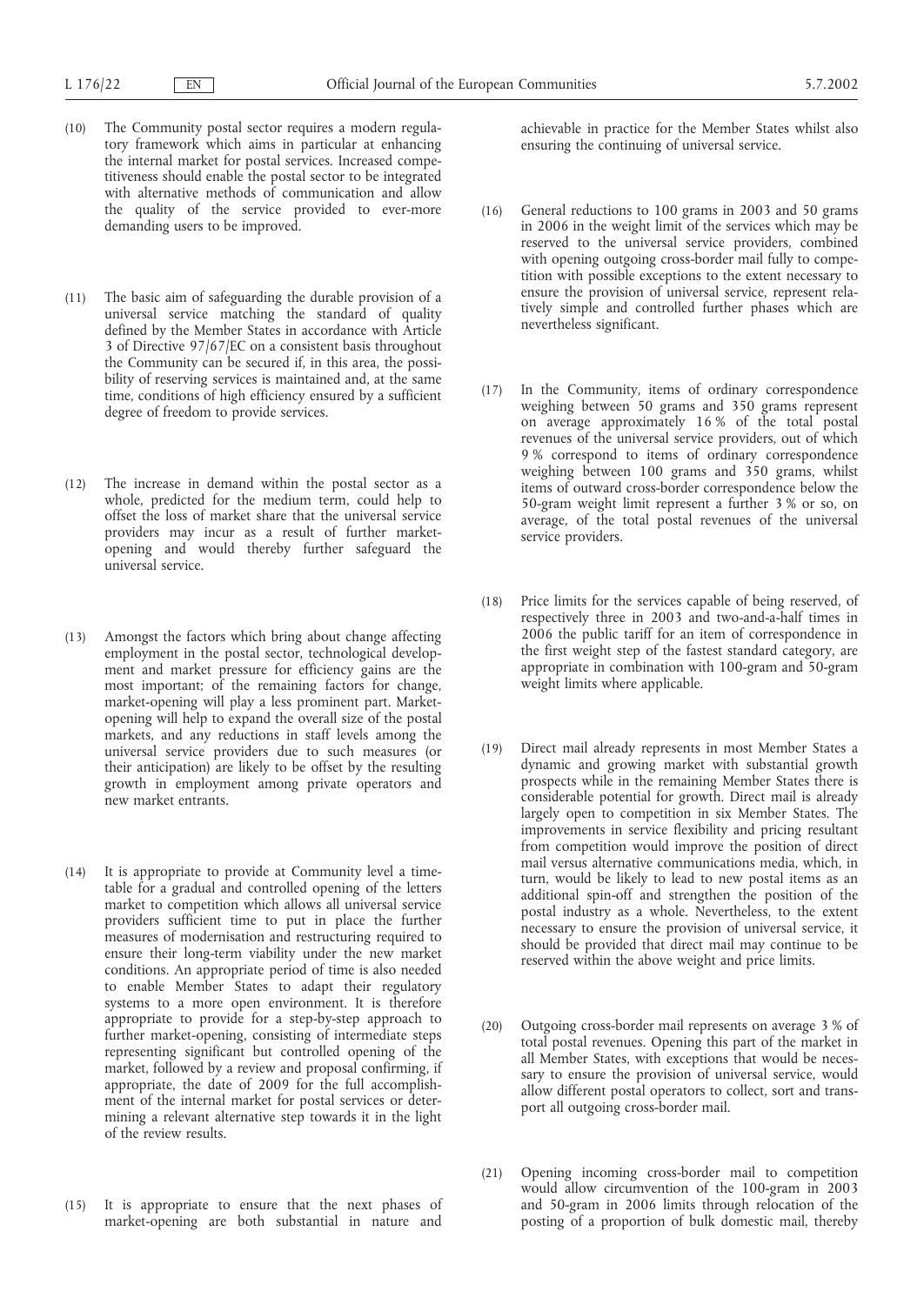(10) The Community postal sector requires a modern regulatory framework which aims in particular at enhancing the internal market for postal services. Increased competitiveness should enable the postal sector to be integrated with alternative methods of communication and allow the quality of the service provided to ever-more demanding users to be improved.

(11) The basic aim of safeguarding the durable provision of a universal service matching the standard of quality defined by the Member States in accordance with Article 3 of Directive 97/67/EC on a consistent basis throughout the Community can be secured if, in this area, the possibility of reserving services is maintained and, at the same time, conditions of high efficiency ensured by a sufficient degree of freedom to provide services.

(12) The increase in demand within the postal sector as a whole, predicted for the medium term, could help to offset the loss of market share that the universal service providers may incur as a result of further market-opening and would thereby further safeguard the universal service.

(13) Amongst the factors which bring about change affecting employment in the postal sector, technological development and market pressure for efficiency gains are the most important; of the remaining factors for change, market-opening will play a less prominent part. Market-opening will help to expand the overall size of the postal markets, and any reductions in staff levels among the universal service providers due to such measures (or their anticipation) are likely to be offset by the resulting growth in employment among private operators and new market entrants.

(14) It is appropriate to provide at Community level a timetable for a gradual and controlled opening of the letters market to competition which allows all universal service providers sufficient time to put in place the further measures of modernisation and restructuring required to ensure their long-term viability under the new market conditions. An appropriate period of time is also needed to enable Member States to adapt their regulatory systems to a more open environment. It is therefore appropriate to provide for a step-by-step approach to further market-opening, consisting of intermediate steps representing significant but controlled opening of the market, followed by a review and proposal confirming, if appropriate, the date of 2009 for the full accomplishment of the internal market for postal services or determining a relevant alternative step towards it in the light of the review results.

(15) It is appropriate to ensure that the next phases of market-opening are both substantial in nature and achievable in practice for the Member States whilst also ensuring the continuing of universal service.

(16) General reductions to 100 grams in 2003 and 50 grams in 2006 in the weight limit of the services which may be reserved to the universal service providers, combined with opening outgoing cross-border mail fully to competition with possible exceptions to the extent necessary to ensure the provision of universal service, represent relatively simple and controlled further phases which are nevertheless significant.

(17) In the Community, items of ordinary correspondence weighing between 50 grams and 350 grams represent on average approximately 16 % of the total postal revenues of the universal service providers, out of which 9 % correspond to items of ordinary correspondence weighing between 100 grams and 350 grams, whilst items of outward cross-border correspondence below the 50-gram weight limit represent a further 3 % or so, on average, of the total postal revenues of the universal service providers.

(18) Price limits for the services capable of being reserved, of respectively three in 2003 and two-and-a-half times in 2006 the public tariff for an item of correspondence in the first weight step of the fastest standard category, are appropriate in combination with 100-gram and 50-gram weight limits where applicable.

(19) Direct mail already represents in most Member States a dynamic and growing market with substantial growth prospects while in the remaining Member States there is considerable potential for growth. Direct mail is already largely open to competition in six Member States. The improvements in service flexibility and pricing resultant from competition would improve the position of direct mail versus alternative communications media, which, in turn, would be likely to lead to new postal items as an additional spin-off and strengthen the position of the postal industry as a whole. Nevertheless, to the extent necessary to ensure the provision of universal service, it should be provided that direct mail may continue to be reserved within the above weight and price limits.

(20) Outgoing cross-border mail represents on average 3 % of total postal revenues. Opening this part of the market in all Member States, with exceptions that would be necessary to ensure the provision of universal service, would allow different postal operators to collect, sort and transport all outgoing cross-border mail.

(21) Opening incoming cross-border mail to competition would allow circumvention of the 100-gram in 2003 and 50-gram in 2006 limits through relocation of the posting of a proportion of bulk domestic mail, thereby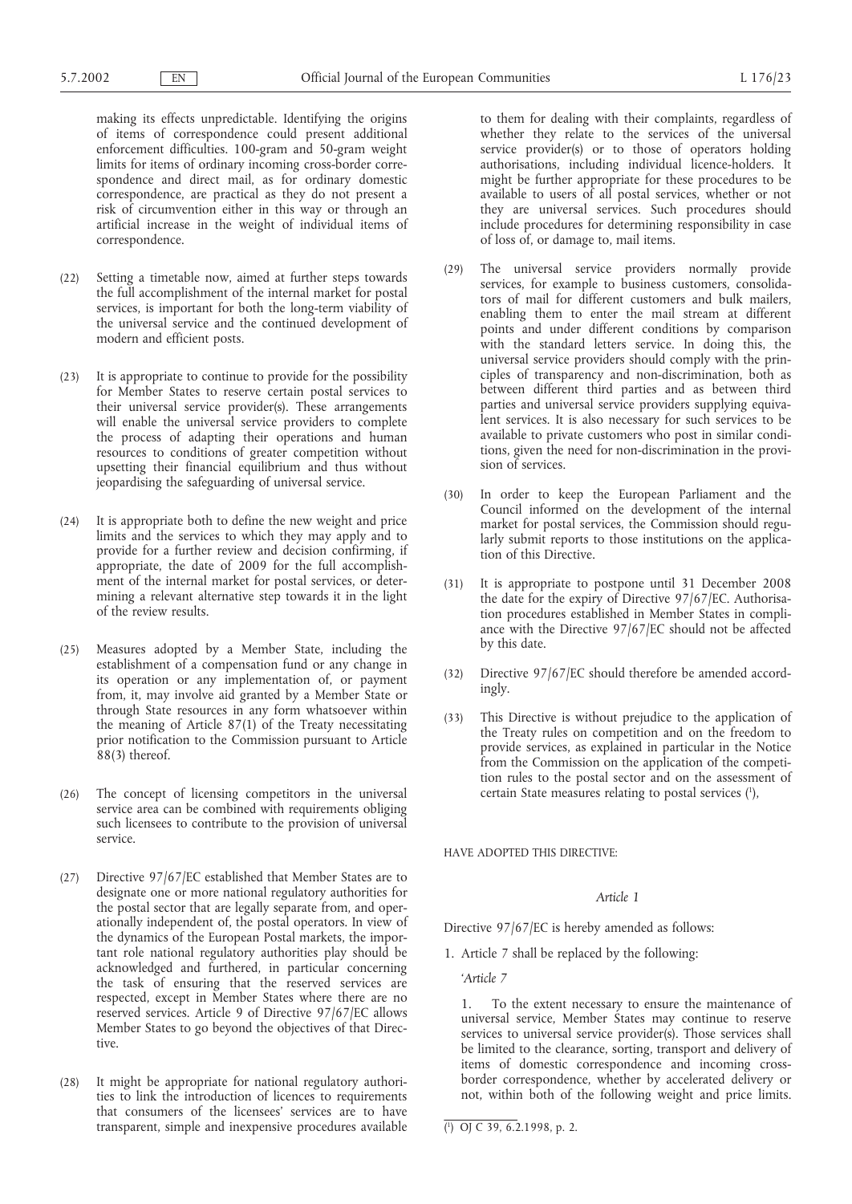making its effects unpredictable. Identifying the origins of items of correspondence could present additional enforcement difficulties. 100-gram and 50-gram weight limits for items of ordinary incoming cross-border correspondence and direct mail, as for ordinary domestic correspondence, are practical as they do not present a risk of circumvention either in this way or through an artificial increase in the weight of individual items of correspondence.

(22) Setting a timetable now, aimed at further steps towards the full accomplishment of the internal market for postal services, is important for both the long-term viability of the universal service and the continued development of modern and efficient posts.

(23) It is appropriate to continue to provide for the possibility for Member States to reserve certain postal services to their universal service provider(s). These arrangements will enable the universal service providers to complete the process of adapting their operations and human resources to conditions of greater competition without upsetting their financial equilibrium and thus without jeopardising the safeguarding of universal service.

(24) It is appropriate both to define the new weight and price limits and the services to which they may apply and to provide for a further review and decision confirming, if appropriate, the date of 2009 for the full accomplishment of the internal market for postal services, or determining a relevant alternative step towards it in the light of the review results.

(25) Measures adopted by a Member State, including the establishment of a compensation fund or any change in its operation or any implementation of, or payment from, it, may involve aid granted by a Member State or through State resources in any form whatsoever within the meaning of Article 87(1) of the Treaty necessitating prior notification to the Commission pursuant to Article 88(3) thereof.

(26) The concept of licensing competitors in the universal service area can be combined with requirements obliging such licensees to contribute to the provision of universal service.

(27) Directive 97/67/EC established that Member States are to designate one or more national regulatory authorities for the postal sector that are legally separate from, and operationally independent of, the postal operators. In view of the dynamics of the European Postal markets, the important role national regulatory authorities play should be acknowledged and furthered, in particular concerning the task of ensuring that the reserved services are respected, except in Member States where there are no reserved services. Article 9 of Directive 97/67/EC allows Member States to go beyond the objectives of that Directive.

(28) It might be appropriate for national regulatory authorities to link the introduction of licences to requirements that consumers of the licensees' services are to have transparent, simple and inexpensive procedures available to them for dealing with their complaints, regardless of whether they relate to the services of the universal service provider(s) or to those of operators holding authorisations, including individual licence-holders. It might be further appropriate for these procedures to be available to users of all postal services, whether or not they are universal services. Such procedures should include procedures for determining responsibility in case of loss of, or damage to, mail items.

(29) The universal service providers normally provide services, for example to business customers, consolidators of mail for different customers and bulk mailers, enabling them to enter the mail stream at different points and under different conditions by comparison with the standard letters service. In doing this, the universal service providers should comply with the principles of transparency and non-discrimination, both as between different third parties and as between third parties and universal service providers supplying equivalent services. It is also necessary for such services to be available to private customers who post in similar conditions, given the need for non-discrimination in the provision of services.

(30) In order to keep the European Parliament and the Council informed on the development of the internal market for postal services, the Commission should regularly submit reports to those institutions on the application of this Directive.

(31) It is appropriate to postpone until 31 December 2008 the date for the expiry of Directive 97/67/EC. Authorisation procedures established in Member States in compliance with the Directive 97/67/EC should not be affected by this date.

(32) Directive 97/67/EC should therefore be amended accordingly.

(33) This Directive is without prejudice to the application of the Treaty rules on competition and on the freedom to provide services, as explained in particular in the Notice from the Commission on the application of the competition rules to the postal sector and on the assessment of certain State measures relating to postal services [1],

HAVE ADOPTED THIS DIRECTIVE:

*Article 1*

Directive 97/67/EC is hereby amended as follows:

1. Article 7 shall be replaced by the following:

'*Article 7*

1. To the extent necessary to ensure the maintenance of universal service, Member States may continue to reserve services to universal service provider(s). Those services shall be limited to the clearance, sorting, transport and delivery of items of domestic correspondence and incoming cross-border correspondence, whether by accelerated delivery or not, within both of the following weight and price limits.

[1] OJ C 39, 6.2.1998, p. 2.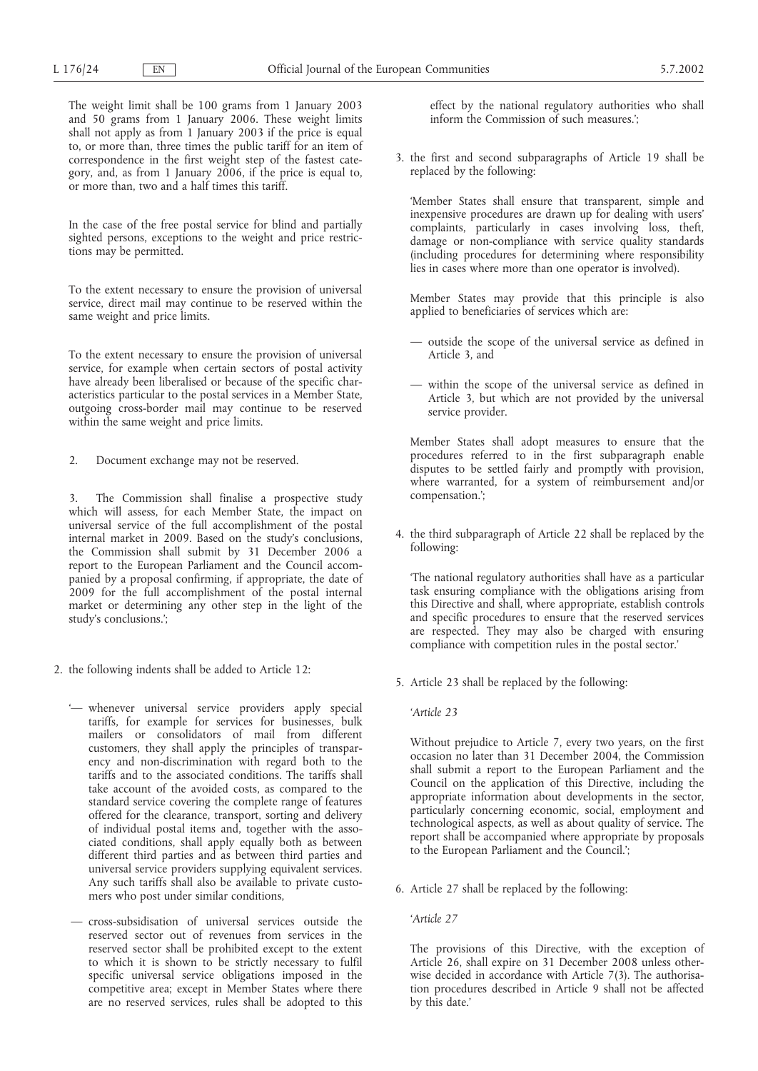The weight limit shall be 100 grams from 1 January 2003 and 50 grams from 1 January 2006. These weight limits shall not apply as from 1 January 2003 if the price is equal to, or more than, three times the public tariff for an item of correspondence in the first weight step of the fastest category, and, as from 1 January 2006, if the price is equal to, or more than, two and a half times this tariff.

In the case of the free postal service for blind and partially sighted persons, exceptions to the weight and price restrictions may be permitted.

To the extent necessary to ensure the provision of universal service, direct mail may continue to be reserved within the same weight and price limits.

To the extent necessary to ensure the provision of universal service, for example when certain sectors of postal activity have already been liberalised or because of the specific characteristics particular to the postal services in a Member State, outgoing cross-border mail may continue to be reserved within the same weight and price limits.

2. Document exchange may not be reserved.

3. The Commission shall finalise a prospective study which will assess, for each Member State, the impact on universal service of the full accomplishment of the postal internal market in 2009. Based on the study's conclusions, the Commission shall submit by 31 December 2006 a report to the European Parliament and the Council accompanied by a proposal confirming, if appropriate, the date of 2009 for the full accomplishment of the postal internal market or determining any other step in the light of the study's conclusions.';

2. the following indents shall be added to Article 12:

'— whenever universal service providers apply special tariffs, for example for services for businesses, bulk mailers or consolidators of mail from different customers, they shall apply the principles of transparency and non-discrimination with regard both to the tariffs and to the associated conditions. The tariffs shall take account of the avoided costs, as compared to the standard service covering the complete range of features offered for the clearance, transport, sorting and delivery of individual postal items and, together with the associated conditions, shall apply equally both as between different third parties and as between third parties and universal service providers supplying equivalent services. Any such tariffs shall also be available to private customers who post under similar conditions,

— cross-subsidisation of universal services outside the reserved sector out of revenues from services in the reserved sector shall be prohibited except to the extent to which it is shown to be strictly necessary to fulfil specific universal service obligations imposed in the competitive area; except in Member States where there are no reserved services, rules shall be adopted to this effect by the national regulatory authorities who shall inform the Commission of such measures.';

3. the first and second subparagraphs of Article 19 shall be replaced by the following:

'Member States shall ensure that transparent, simple and inexpensive procedures are drawn up for dealing with users' complaints, particularly in cases involving loss, theft, damage or non-compliance with service quality standards (including procedures for determining where responsibility lies in cases where more than one operator is involved).

Member States may provide that this principle is also applied to beneficiaries of services which are:

— outside the scope of the universal service as defined in Article 3, and

— within the scope of the universal service as defined in Article 3, but which are not provided by the universal service provider.

Member States shall adopt measures to ensure that the procedures referred to in the first subparagraph enable disputes to be settled fairly and promptly with provision, where warranted, for a system of reimbursement and/or compensation.';

4. the third subparagraph of Article 22 shall be replaced by the following:

'The national regulatory authorities shall have as a particular task ensuring compliance with the obligations arising from this Directive and shall, where appropriate, establish controls and specific procedures to ensure that the reserved services are respected. They may also be charged with ensuring compliance with competition rules in the postal sector.'

5. Article 23 shall be replaced by the following:

'*Article 23*

Without prejudice to Article 7, every two years, on the first occasion no later than 31 December 2004, the Commission shall submit a report to the European Parliament and the Council on the application of this Directive, including the appropriate information about developments in the sector, particularly concerning economic, social, employment and technological aspects, as well as about quality of service. The report shall be accompanied where appropriate by proposals to the European Parliament and the Council.';

6. Article 27 shall be replaced by the following:

'*Article 27*

The provisions of this Directive, with the exception of Article 26, shall expire on 31 December 2008 unless otherwise decided in accordance with Article 7(3). The authorisation procedures described in Article 9 shall not be affected by this date.'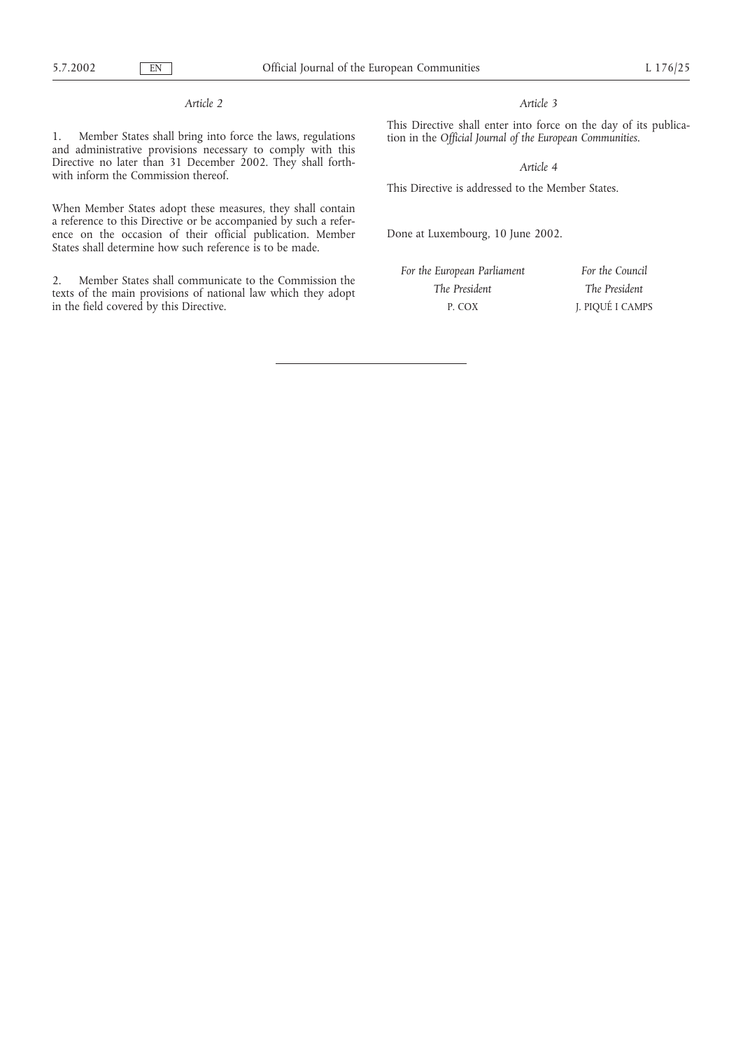*Article 2*

1. Member States shall bring into force the laws, regulations and administrative provisions necessary to comply with this Directive no later than 31 December 2002. They shall forthwith inform the Commission thereof.

When Member States adopt these measures, they shall contain a reference to this Directive or be accompanied by such a reference on the occasion of their official publication. Member States shall determine how such reference is to be made.

2. Member States shall communicate to the Commission the texts of the main provisions of national law which they adopt in the field covered by this Directive.

*Article 3*

This Directive shall enter into force on the day of its publication in the *Official Journal of the European Communities*.

*Article 4*

This Directive is addressed to the Member States.

Done at Luxembourg, 10 June 2002.

| *For the European Parliament* | *For the Council* |
|---|---|
| *The President* | *The President* |
| P. COX | J. PIQUÉ I CAMPS |